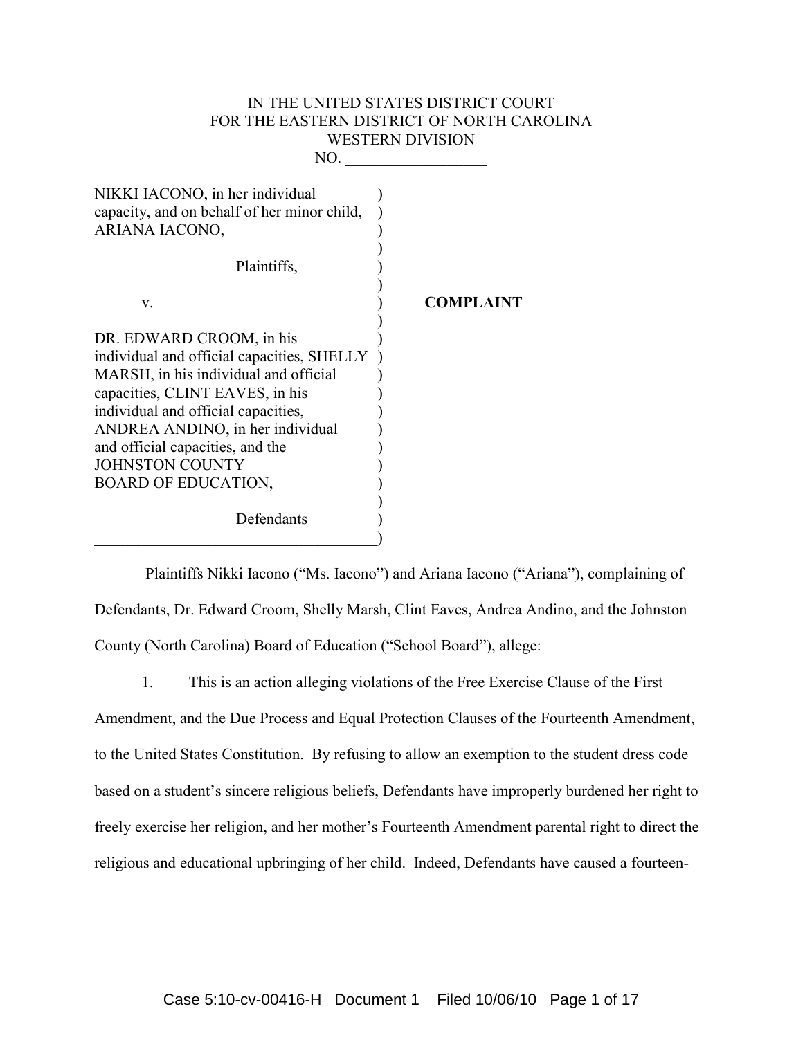IN THE UNITED STATES DISTRICT COURT
FOR THE EASTERN DISTRICT OF NORTH CAROLINA
WESTERN DIVISION
NO. __________________

NIKKI IACONO, in her individual capacity, and on behalf of her minor child, ARIANA IACONO,

Plaintiffs,

v.

DR. EDWARD CROOM, in his individual and official capacities, SHELLY MARSH, in his individual and official capacities, CLINT EAVES, in his individual and official capacities, ANDREA ANDINO, in her individual and official capacities, and the JOHNSTON COUNTY BOARD OF EDUCATION,

Defendants

**COMPLAINT**

Plaintiffs Nikki Iacono ("Ms. Iacono") and Ariana Iacono ("Ariana"), complaining of Defendants, Dr. Edward Croom, Shelly Marsh, Clint Eaves, Andrea Andino, and the Johnston County (North Carolina) Board of Education ("School Board"), allege:

1. This is an action alleging violations of the Free Exercise Clause of the First Amendment, and the Due Process and Equal Protection Clauses of the Fourteenth Amendment, to the United States Constitution. By refusing to allow an exemption to the student dress code based on a student's sincere religious beliefs, Defendants have improperly burdened her right to freely exercise her religion, and her mother's Fourteenth Amendment parental right to direct the religious and educational upbringing of her child. Indeed, Defendants have caused a fourteen-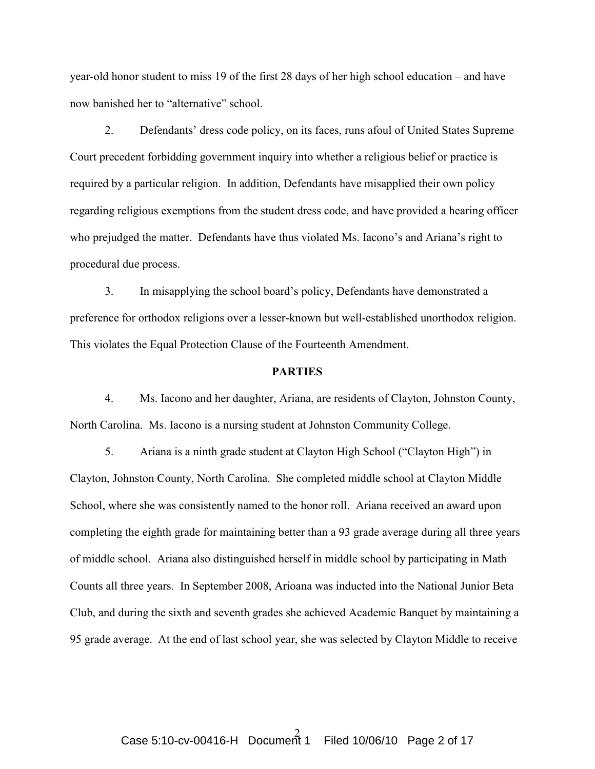year-old honor student to miss 19 of the first 28 days of her high school education – and have now banished her to "alternative" school.

2. Defendants' dress code policy, on its faces, runs afoul of United States Supreme Court precedent forbidding government inquiry into whether a religious belief or practice is required by a particular religion. In addition, Defendants have misapplied their own policy regarding religious exemptions from the student dress code, and have provided a hearing officer who prejudged the matter. Defendants have thus violated Ms. Iacono's and Ariana's right to procedural due process.

3. In misapplying the school board's policy, Defendants have demonstrated a preference for orthodox religions over a lesser-known but well-established unorthodox religion. This violates the Equal Protection Clause of the Fourteenth Amendment.

## PARTIES

4. Ms. Iacono and her daughter, Ariana, are residents of Clayton, Johnston County, North Carolina. Ms. Iacono is a nursing student at Johnston Community College.

5. Ariana is a ninth grade student at Clayton High School ("Clayton High") in Clayton, Johnston County, North Carolina. She completed middle school at Clayton Middle School, where she was consistently named to the honor roll. Ariana received an award upon completing the eighth grade for maintaining better than a 93 grade average during all three years of middle school. Ariana also distinguished herself in middle school by participating in Math Counts all three years. In September 2008, Arioana was inducted into the National Junior Beta Club, and during the sixth and seventh grades she achieved Academic Banquet by maintaining a 95 grade average. At the end of last school year, she was selected by Clayton Middle to receive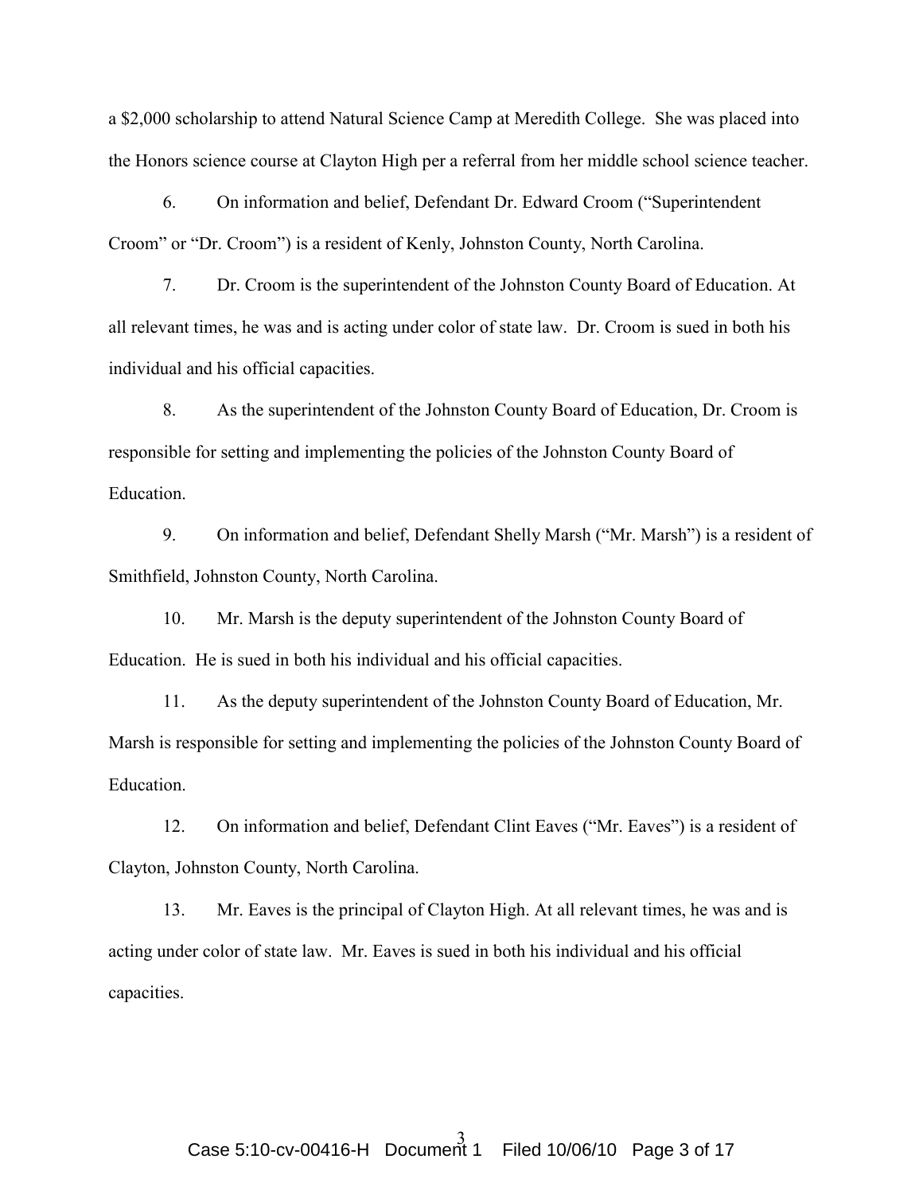a $2,000 scholarship to attend Natural Science Camp at Meredith College. She was placed into the Honors science course at Clayton High per a referral from her middle school science teacher.

6. On information and belief, Defendant Dr. Edward Croom ("Superintendent Croom" or "Dr. Croom") is a resident of Kenly, Johnston County, North Carolina.

7. Dr. Croom is the superintendent of the Johnston County Board of Education. At all relevant times, he was and is acting under color of state law. Dr. Croom is sued in both his individual and his official capacities.

8. As the superintendent of the Johnston County Board of Education, Dr. Croom is responsible for setting and implementing the policies of the Johnston County Board of Education.

9. On information and belief, Defendant Shelly Marsh ("Mr. Marsh") is a resident of Smithfield, Johnston County, North Carolina.

10. Mr. Marsh is the deputy superintendent of the Johnston County Board of Education. He is sued in both his individual and his official capacities.

11. As the deputy superintendent of the Johnston County Board of Education, Mr. Marsh is responsible for setting and implementing the policies of the Johnston County Board of Education.

12. On information and belief, Defendant Clint Eaves ("Mr. Eaves") is a resident of Clayton, Johnston County, North Carolina.

13. Mr. Eaves is the principal of Clayton High. At all relevant times, he was and is acting under color of state law. Mr. Eaves is sued in both his individual and his official capacities.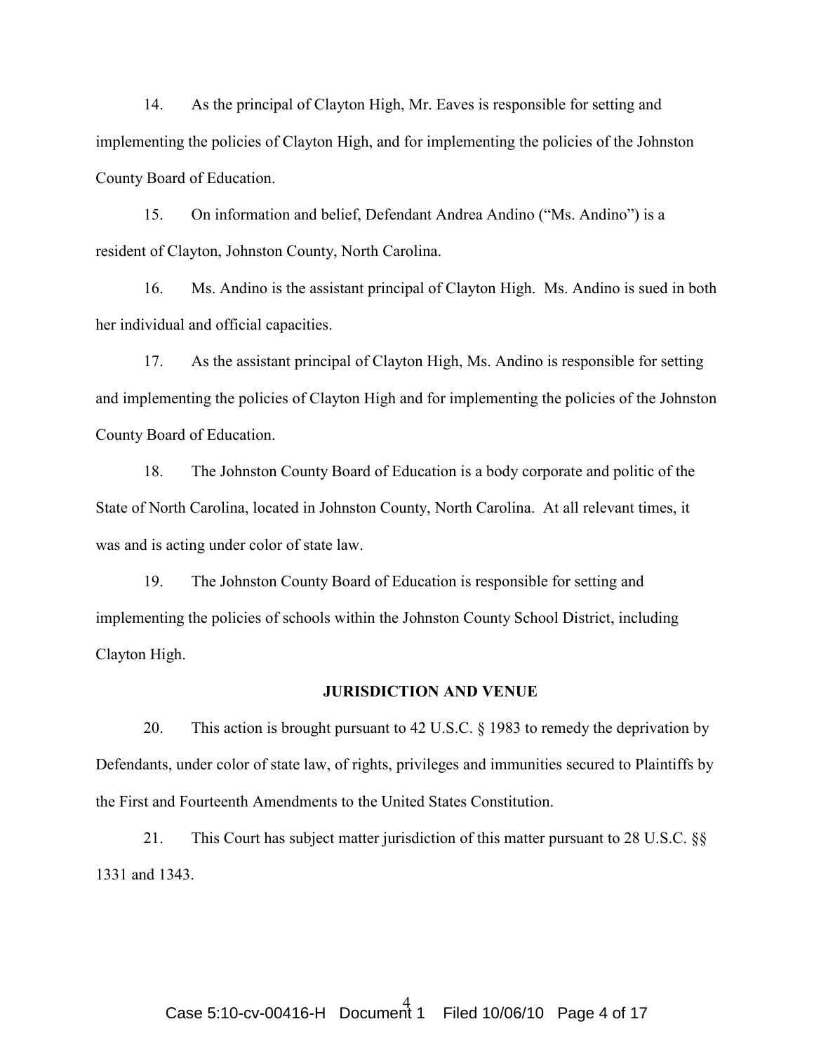14. As the principal of Clayton High, Mr. Eaves is responsible for setting and implementing the policies of Clayton High, and for implementing the policies of the Johnston County Board of Education.

15. On information and belief, Defendant Andrea Andino ("Ms. Andino") is a resident of Clayton, Johnston County, North Carolina.

16. Ms. Andino is the assistant principal of Clayton High. Ms. Andino is sued in both her individual and official capacities.

17. As the assistant principal of Clayton High, Ms. Andino is responsible for setting and implementing the policies of Clayton High and for implementing the policies of the Johnston County Board of Education.

18. The Johnston County Board of Education is a body corporate and politic of the State of North Carolina, located in Johnston County, North Carolina. At all relevant times, it was and is acting under color of state law.

19. The Johnston County Board of Education is responsible for setting and implementing the policies of schools within the Johnston County School District, including Clayton High.

## JURISDICTION AND VENUE

20. This action is brought pursuant to 42 U.S.C. § 1983 to remedy the deprivation by Defendants, under color of state law, of rights, privileges and immunities secured to Plaintiffs by the First and Fourteenth Amendments to the United States Constitution.

21. This Court has subject matter jurisdiction of this matter pursuant to 28 U.S.C. §§ 1331 and 1343.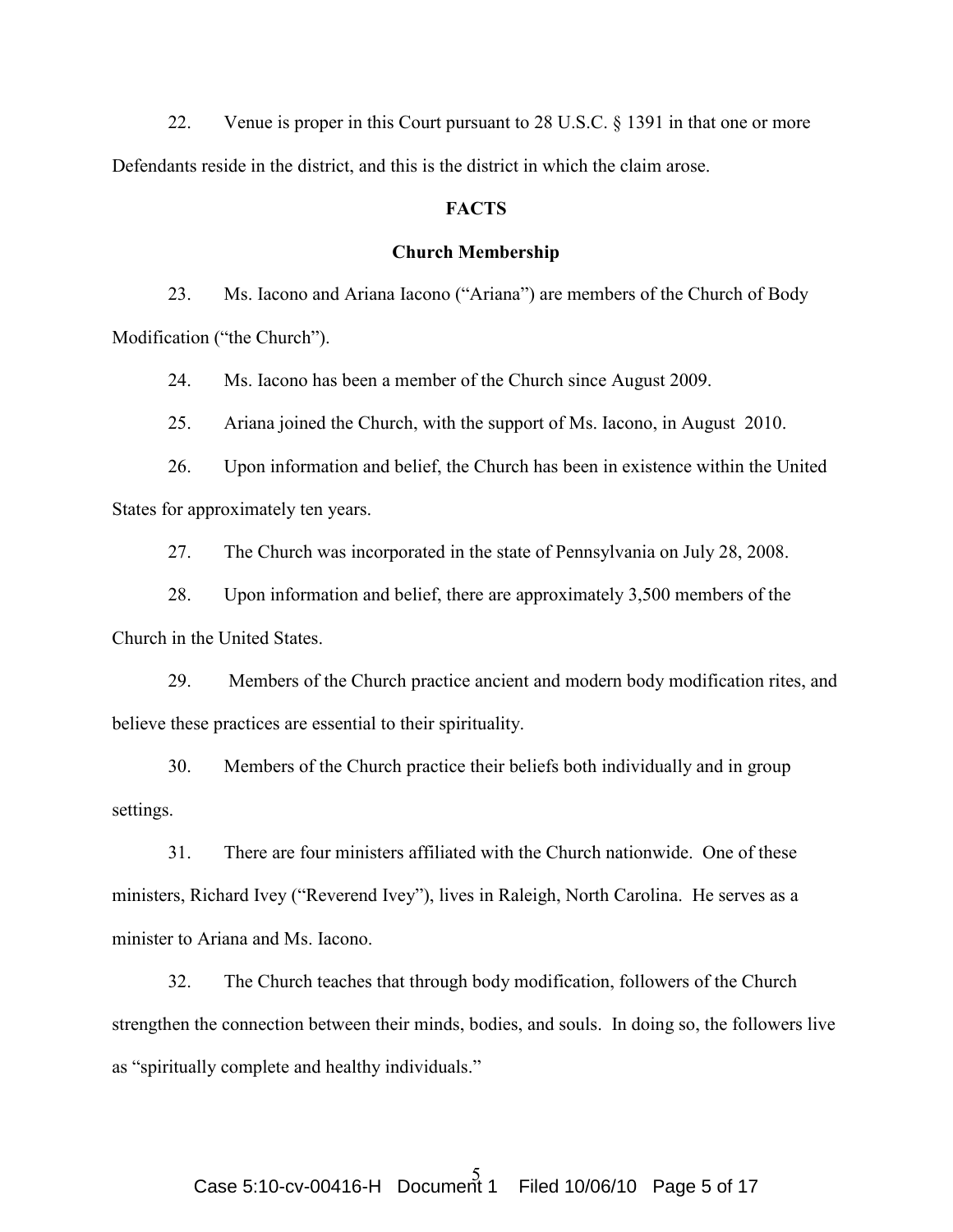22. Venue is proper in this Court pursuant to 28 U.S.C. § 1391 in that one or more Defendants reside in the district, and this is the district in which the claim arose.

## FACTS

### Church Membership

23. Ms. Iacono and Ariana Iacono ("Ariana") are members of the Church of Body Modification ("the Church").

24. Ms. Iacono has been a member of the Church since August 2009.

25. Ariana joined the Church, with the support of Ms. Iacono, in August 2010.

26. Upon information and belief, the Church has been in existence within the United States for approximately ten years.

27. The Church was incorporated in the state of Pennsylvania on July 28, 2008.

28. Upon information and belief, there are approximately 3,500 members of the Church in the United States.

29. Members of the Church practice ancient and modern body modification rites, and believe these practices are essential to their spirituality.

30. Members of the Church practice their beliefs both individually and in group settings.

31. There are four ministers affiliated with the Church nationwide. One of these ministers, Richard Ivey ("Reverend Ivey"), lives in Raleigh, North Carolina. He serves as a minister to Ariana and Ms. Iacono.

32. The Church teaches that through body modification, followers of the Church strengthen the connection between their minds, bodies, and souls. In doing so, the followers live as "spiritually complete and healthy individuals."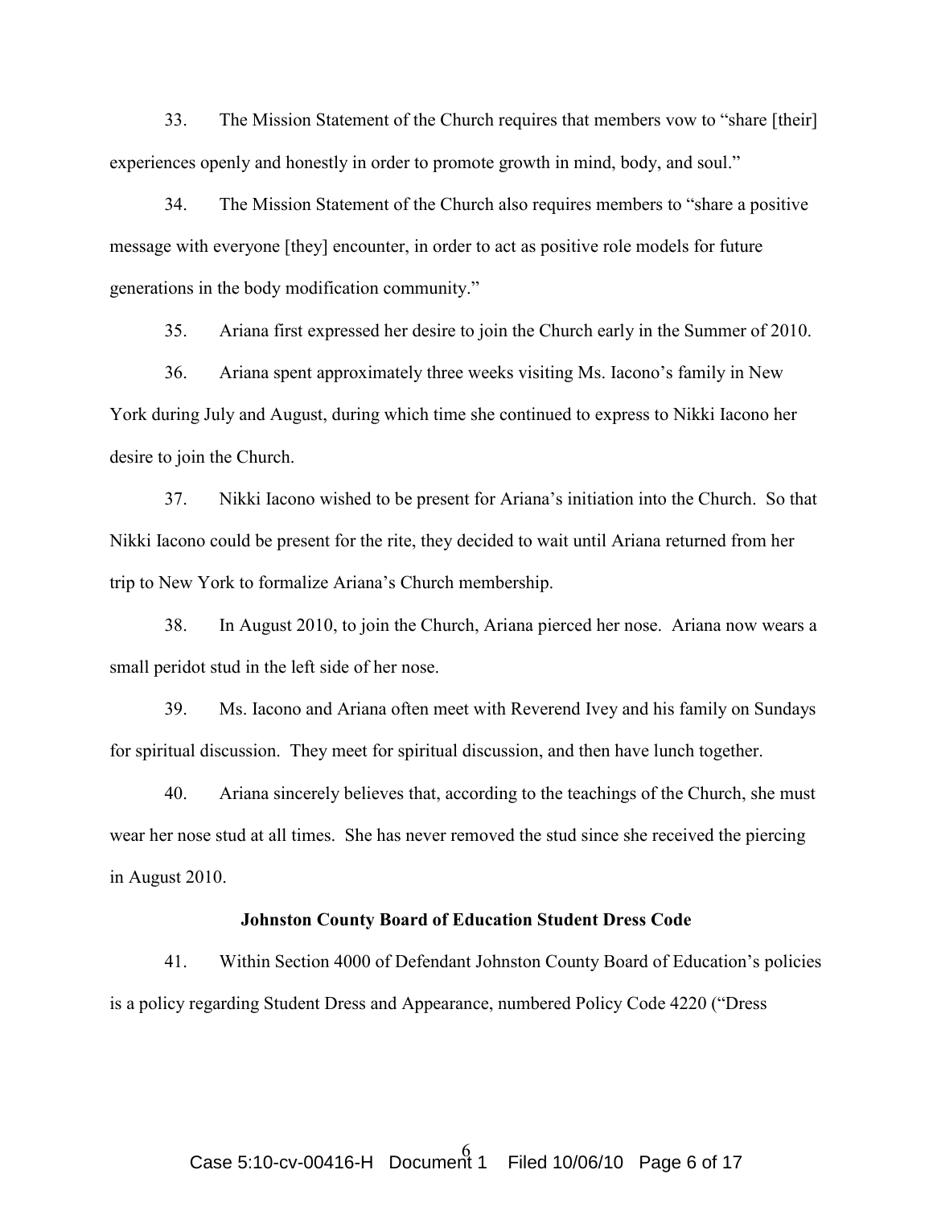33. The Mission Statement of the Church requires that members vow to "share [their] experiences openly and honestly in order to promote growth in mind, body, and soul."

34. The Mission Statement of the Church also requires members to "share a positive message with everyone [they] encounter, in order to act as positive role models for future generations in the body modification community."

35. Ariana first expressed her desire to join the Church early in the Summer of 2010.

36. Ariana spent approximately three weeks visiting Ms. Iacono's family in New York during July and August, during which time she continued to express to Nikki Iacono her desire to join the Church.

37. Nikki Iacono wished to be present for Ariana's initiation into the Church. So that Nikki Iacono could be present for the rite, they decided to wait until Ariana returned from her trip to New York to formalize Ariana's Church membership.

38. In August 2010, to join the Church, Ariana pierced her nose. Ariana now wears a small peridot stud in the left side of her nose.

39. Ms. Iacono and Ariana often meet with Reverend Ivey and his family on Sundays for spiritual discussion. They meet for spiritual discussion, and then have lunch together.

40. Ariana sincerely believes that, according to the teachings of the Church, she must wear her nose stud at all times. She has never removed the stud since she received the piercing in August 2010.

**Johnston County Board of Education Student Dress Code**

41. Within Section 4000 of Defendant Johnston County Board of Education's policies is a policy regarding Student Dress and Appearance, numbered Policy Code 4220 ("Dress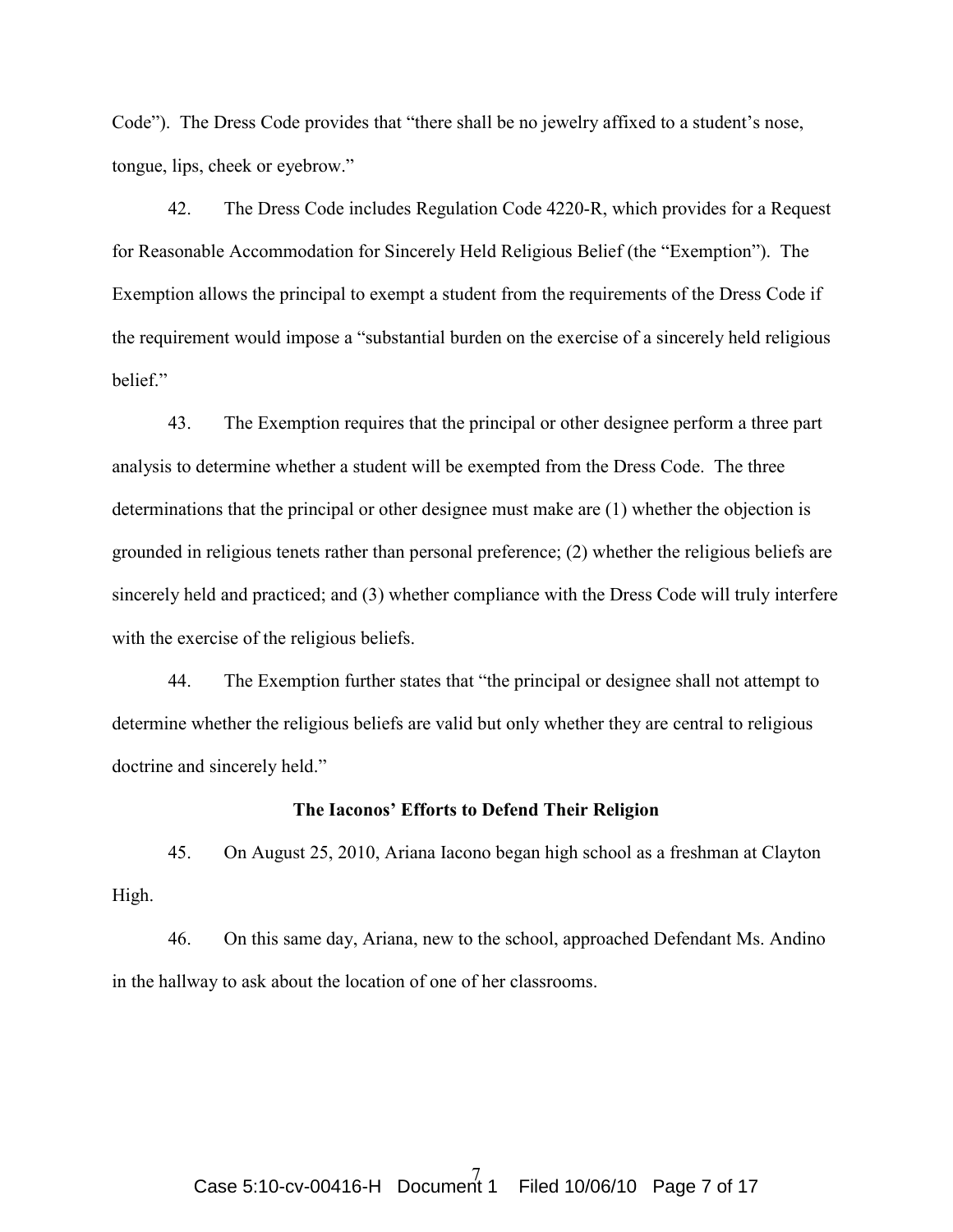Code"). The Dress Code provides that "there shall be no jewelry affixed to a student's nose, tongue, lips, cheek or eyebrow."

42. The Dress Code includes Regulation Code 4220-R, which provides for a Request for Reasonable Accommodation for Sincerely Held Religious Belief (the "Exemption"). The Exemption allows the principal to exempt a student from the requirements of the Dress Code if the requirement would impose a "substantial burden on the exercise of a sincerely held religious belief."

43. The Exemption requires that the principal or other designee perform a three part analysis to determine whether a student will be exempted from the Dress Code. The three determinations that the principal or other designee must make are (1) whether the objection is grounded in religious tenets rather than personal preference; (2) whether the religious beliefs are sincerely held and practiced; and (3) whether compliance with the Dress Code will truly interfere with the exercise of the religious beliefs.

44. The Exemption further states that "the principal or designee shall not attempt to determine whether the religious beliefs are valid but only whether they are central to religious doctrine and sincerely held."

**The Iaconos' Efforts to Defend Their Religion**

45. On August 25, 2010, Ariana Iacono began high school as a freshman at Clayton High.

46. On this same day, Ariana, new to the school, approached Defendant Ms. Andino in the hallway to ask about the location of one of her classrooms.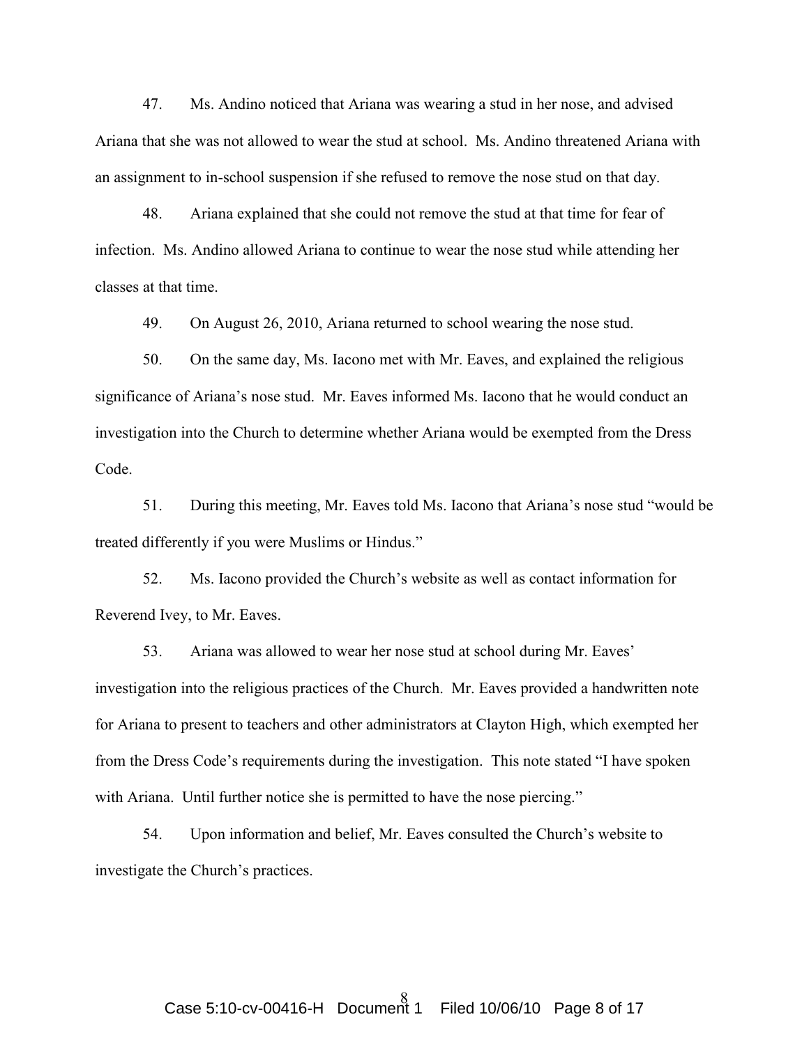47. Ms. Andino noticed that Ariana was wearing a stud in her nose, and advised Ariana that she was not allowed to wear the stud at school. Ms. Andino threatened Ariana with an assignment to in-school suspension if she refused to remove the nose stud on that day.

48. Ariana explained that she could not remove the stud at that time for fear of infection. Ms. Andino allowed Ariana to continue to wear the nose stud while attending her classes at that time.

49. On August 26, 2010, Ariana returned to school wearing the nose stud.

50. On the same day, Ms. Iacono met with Mr. Eaves, and explained the religious significance of Ariana's nose stud. Mr. Eaves informed Ms. Iacono that he would conduct an investigation into the Church to determine whether Ariana would be exempted from the Dress Code.

51. During this meeting, Mr. Eaves told Ms. Iacono that Ariana's nose stud "would be treated differently if you were Muslims or Hindus."

52. Ms. Iacono provided the Church's website as well as contact information for Reverend Ivey, to Mr. Eaves.

53. Ariana was allowed to wear her nose stud at school during Mr. Eaves' investigation into the religious practices of the Church. Mr. Eaves provided a handwritten note for Ariana to present to teachers and other administrators at Clayton High, which exempted her from the Dress Code's requirements during the investigation. This note stated "I have spoken with Ariana. Until further notice she is permitted to have the nose piercing."

54. Upon information and belief, Mr. Eaves consulted the Church's website to investigate the Church's practices.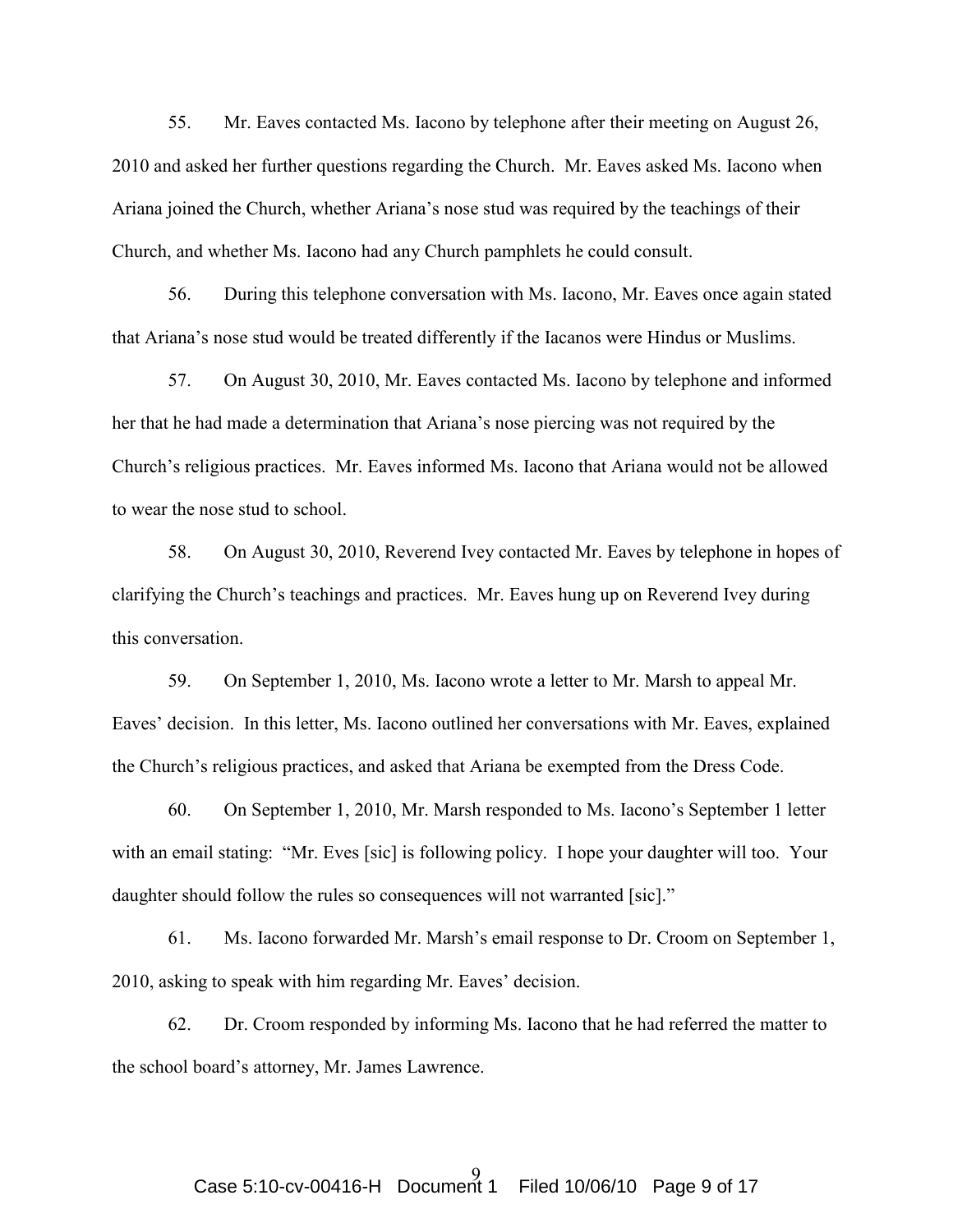55. Mr. Eaves contacted Ms. Iacono by telephone after their meeting on August 26, 2010 and asked her further questions regarding the Church. Mr. Eaves asked Ms. Iacono when Ariana joined the Church, whether Ariana's nose stud was required by the teachings of their Church, and whether Ms. Iacono had any Church pamphlets he could consult.

56. During this telephone conversation with Ms. Iacono, Mr. Eaves once again stated that Ariana's nose stud would be treated differently if the Iacanos were Hindus or Muslims.

57. On August 30, 2010, Mr. Eaves contacted Ms. Iacono by telephone and informed her that he had made a determination that Ariana's nose piercing was not required by the Church's religious practices. Mr. Eaves informed Ms. Iacono that Ariana would not be allowed to wear the nose stud to school.

58. On August 30, 2010, Reverend Ivey contacted Mr. Eaves by telephone in hopes of clarifying the Church's teachings and practices. Mr. Eaves hung up on Reverend Ivey during this conversation.

59. On September 1, 2010, Ms. Iacono wrote a letter to Mr. Marsh to appeal Mr. Eaves' decision. In this letter, Ms. Iacono outlined her conversations with Mr. Eaves, explained the Church's religious practices, and asked that Ariana be exempted from the Dress Code.

60. On September 1, 2010, Mr. Marsh responded to Ms. Iacono's September 1 letter with an email stating: "Mr. Eves [sic] is following policy. I hope your daughter will too. Your daughter should follow the rules so consequences will not warranted [sic]."

61. Ms. Iacono forwarded Mr. Marsh's email response to Dr. Croom on September 1, 2010, asking to speak with him regarding Mr. Eaves' decision.

62. Dr. Croom responded by informing Ms. Iacono that he had referred the matter to the school board's attorney, Mr. James Lawrence.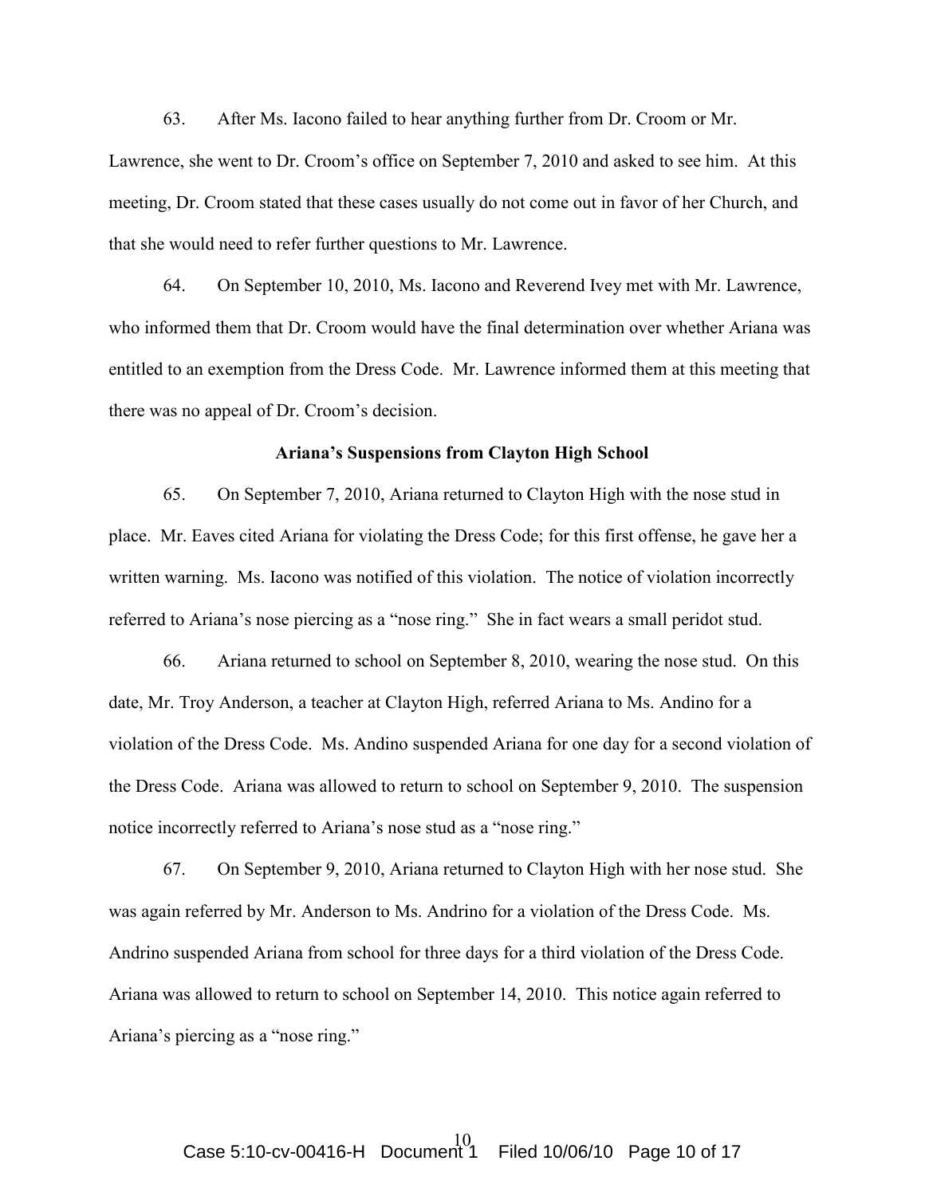63. After Ms. Iacono failed to hear anything further from Dr. Croom or Mr. Lawrence, she went to Dr. Croom's office on September 7, 2010 and asked to see him. At this meeting, Dr. Croom stated that these cases usually do not come out in favor of her Church, and that she would need to refer further questions to Mr. Lawrence.

64. On September 10, 2010, Ms. Iacono and Reverend Ivey met with Mr. Lawrence, who informed them that Dr. Croom would have the final determination over whether Ariana was entitled to an exemption from the Dress Code. Mr. Lawrence informed them at this meeting that there was no appeal of Dr. Croom's decision.

**Ariana's Suspensions from Clayton High School**

65. On September 7, 2010, Ariana returned to Clayton High with the nose stud in place. Mr. Eaves cited Ariana for violating the Dress Code; for this first offense, he gave her a written warning. Ms. Iacono was notified of this violation. The notice of violation incorrectly referred to Ariana's nose piercing as a "nose ring." She in fact wears a small peridot stud.

66. Ariana returned to school on September 8, 2010, wearing the nose stud. On this date, Mr. Troy Anderson, a teacher at Clayton High, referred Ariana to Ms. Andino for a violation of the Dress Code. Ms. Andino suspended Ariana for one day for a second violation of the Dress Code. Ariana was allowed to return to school on September 9, 2010. The suspension notice incorrectly referred to Ariana's nose stud as a "nose ring."

67. On September 9, 2010, Ariana returned to Clayton High with her nose stud. She was again referred by Mr. Anderson to Ms. Andrino for a violation of the Dress Code. Ms. Andrino suspended Ariana from school for three days for a third violation of the Dress Code. Ariana was allowed to return to school on September 14, 2010. This notice again referred to Ariana's piercing as a "nose ring."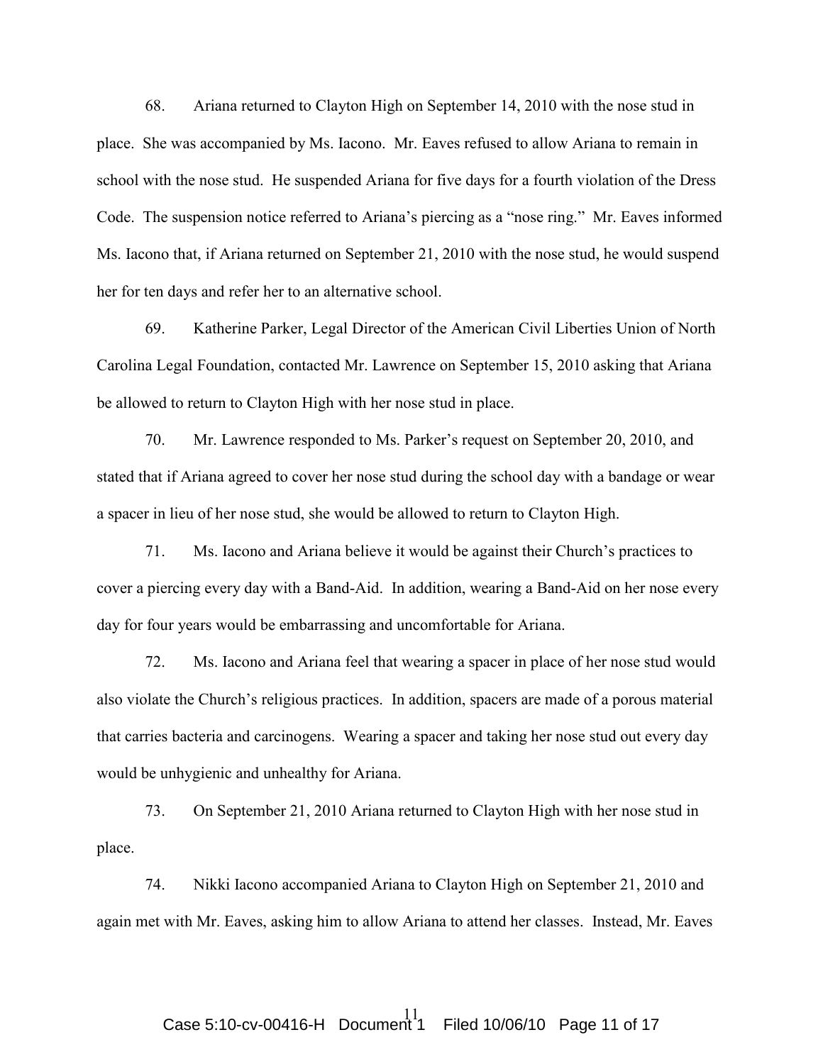68. Ariana returned to Clayton High on September 14, 2010 with the nose stud in place. She was accompanied by Ms. Iacono. Mr. Eaves refused to allow Ariana to remain in school with the nose stud. He suspended Ariana for five days for a fourth violation of the Dress Code. The suspension notice referred to Ariana's piercing as a "nose ring." Mr. Eaves informed Ms. Iacono that, if Ariana returned on September 21, 2010 with the nose stud, he would suspend her for ten days and refer her to an alternative school.

69. Katherine Parker, Legal Director of the American Civil Liberties Union of North Carolina Legal Foundation, contacted Mr. Lawrence on September 15, 2010 asking that Ariana be allowed to return to Clayton High with her nose stud in place.

70. Mr. Lawrence responded to Ms. Parker's request on September 20, 2010, and stated that if Ariana agreed to cover her nose stud during the school day with a bandage or wear a spacer in lieu of her nose stud, she would be allowed to return to Clayton High.

71. Ms. Iacono and Ariana believe it would be against their Church's practices to cover a piercing every day with a Band-Aid. In addition, wearing a Band-Aid on her nose every day for four years would be embarrassing and uncomfortable for Ariana.

72. Ms. Iacono and Ariana feel that wearing a spacer in place of her nose stud would also violate the Church's religious practices. In addition, spacers are made of a porous material that carries bacteria and carcinogens. Wearing a spacer and taking her nose stud out every day would be unhygienic and unhealthy for Ariana.

73. On September 21, 2010 Ariana returned to Clayton High with her nose stud in place.

74. Nikki Iacono accompanied Ariana to Clayton High on September 21, 2010 and again met with Mr. Eaves, asking him to allow Ariana to attend her classes. Instead, Mr. Eaves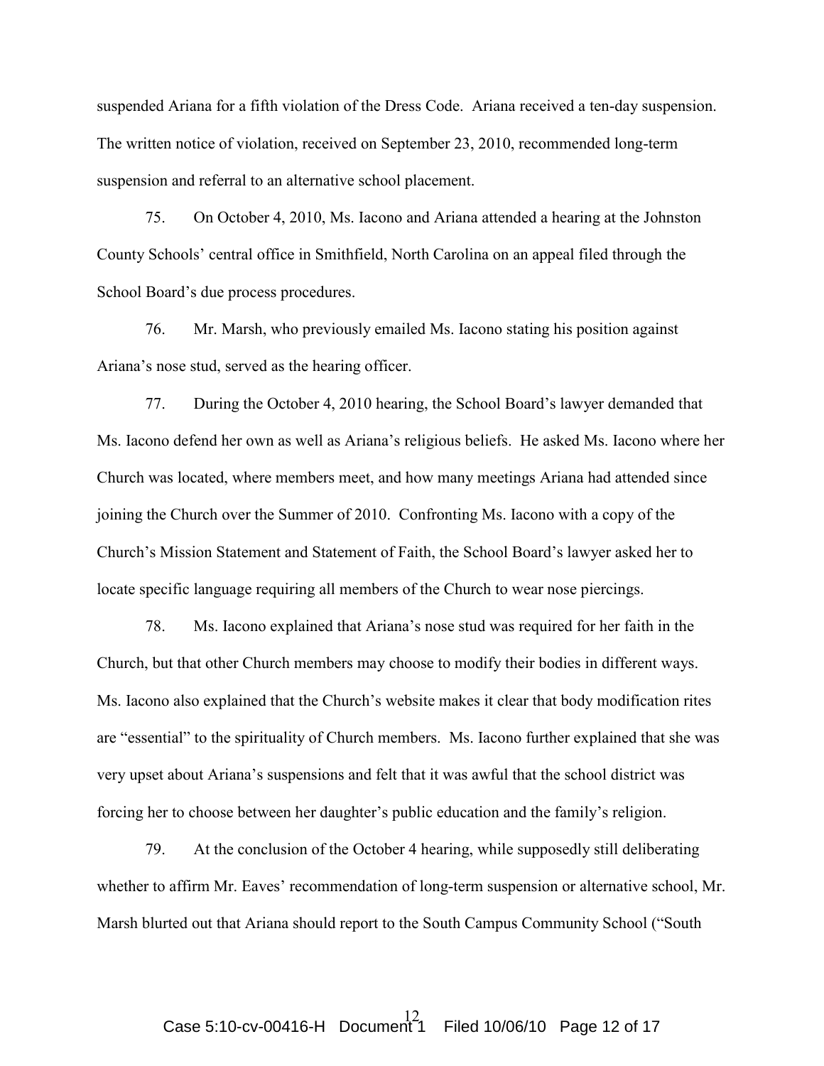suspended Ariana for a fifth violation of the Dress Code. Ariana received a ten-day suspension. The written notice of violation, received on September 23, 2010, recommended long-term suspension and referral to an alternative school placement.

75. On October 4, 2010, Ms. Iacono and Ariana attended a hearing at the Johnston County Schools' central office in Smithfield, North Carolina on an appeal filed through the School Board's due process procedures.

76. Mr. Marsh, who previously emailed Ms. Iacono stating his position against Ariana's nose stud, served as the hearing officer.

77. During the October 4, 2010 hearing, the School Board's lawyer demanded that Ms. Iacono defend her own as well as Ariana's religious beliefs. He asked Ms. Iacono where her Church was located, where members meet, and how many meetings Ariana had attended since joining the Church over the Summer of 2010. Confronting Ms. Iacono with a copy of the Church's Mission Statement and Statement of Faith, the School Board's lawyer asked her to locate specific language requiring all members of the Church to wear nose piercings.

78. Ms. Iacono explained that Ariana's nose stud was required for her faith in the Church, but that other Church members may choose to modify their bodies in different ways. Ms. Iacono also explained that the Church's website makes it clear that body modification rites are "essential" to the spirituality of Church members. Ms. Iacono further explained that she was very upset about Ariana's suspensions and felt that it was awful that the school district was forcing her to choose between her daughter's public education and the family's religion.

79. At the conclusion of the October 4 hearing, while supposedly still deliberating whether to affirm Mr. Eaves' recommendation of long-term suspension or alternative school, Mr. Marsh blurted out that Ariana should report to the South Campus Community School ("South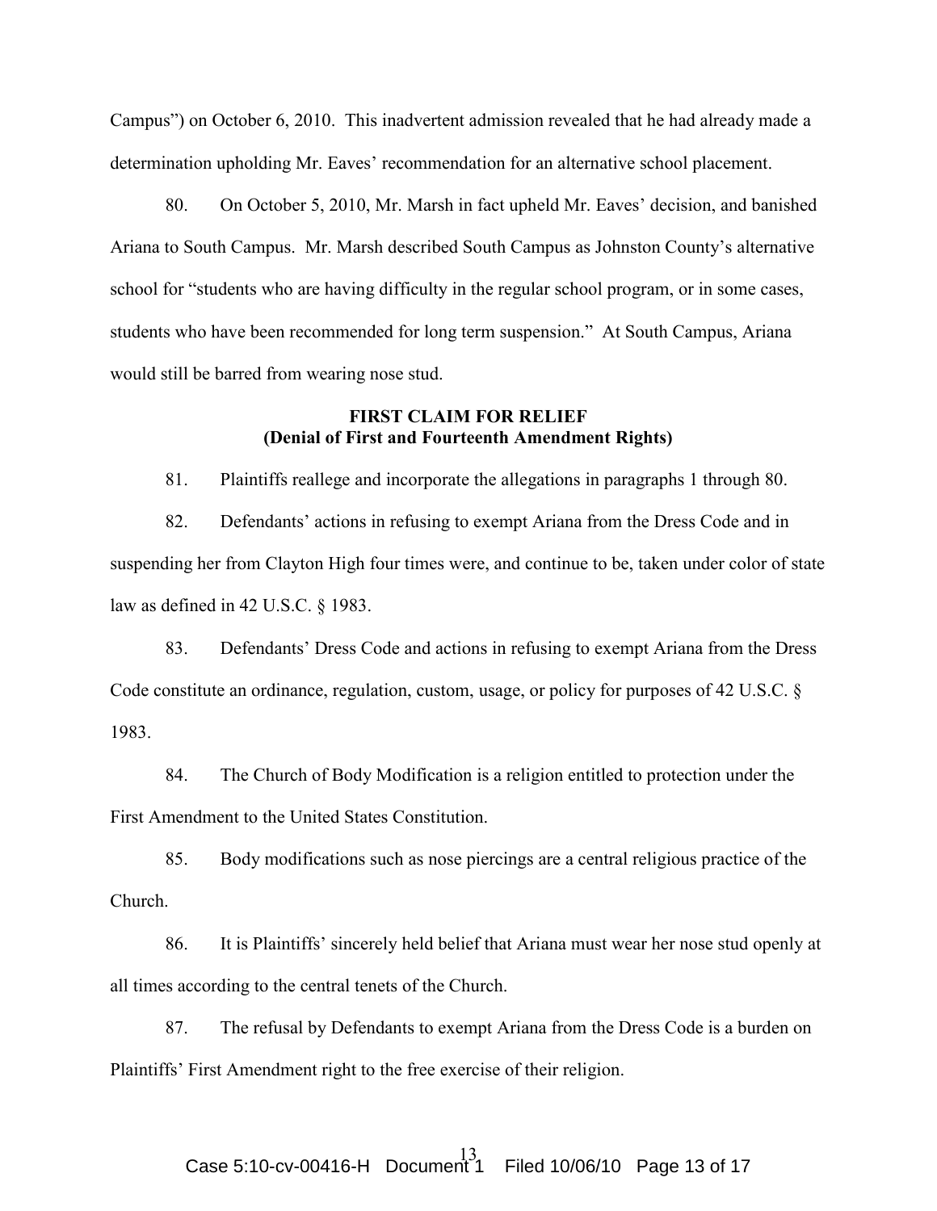Campus") on October 6, 2010. This inadvertent admission revealed that he had already made a determination upholding Mr. Eaves' recommendation for an alternative school placement.

80. On October 5, 2010, Mr. Marsh in fact upheld Mr. Eaves' decision, and banished Ariana to South Campus. Mr. Marsh described South Campus as Johnston County's alternative school for "students who are having difficulty in the regular school program, or in some cases, students who have been recommended for long term suspension." At South Campus, Ariana would still be barred from wearing nose stud.

**FIRST CLAIM FOR RELIEF**
**(Denial of First and Fourteenth Amendment Rights)**

81. Plaintiffs reallege and incorporate the allegations in paragraphs 1 through 80.

82. Defendants' actions in refusing to exempt Ariana from the Dress Code and in suspending her from Clayton High four times were, and continue to be, taken under color of state law as defined in 42 U.S.C. § 1983.

83. Defendants' Dress Code and actions in refusing to exempt Ariana from the Dress Code constitute an ordinance, regulation, custom, usage, or policy for purposes of 42 U.S.C. § 1983.

84. The Church of Body Modification is a religion entitled to protection under the First Amendment to the United States Constitution.

85. Body modifications such as nose piercings are a central religious practice of the Church.

86. It is Plaintiffs' sincerely held belief that Ariana must wear her nose stud openly at all times according to the central tenets of the Church.

87. The refusal by Defendants to exempt Ariana from the Dress Code is a burden on Plaintiffs' First Amendment right to the free exercise of their religion.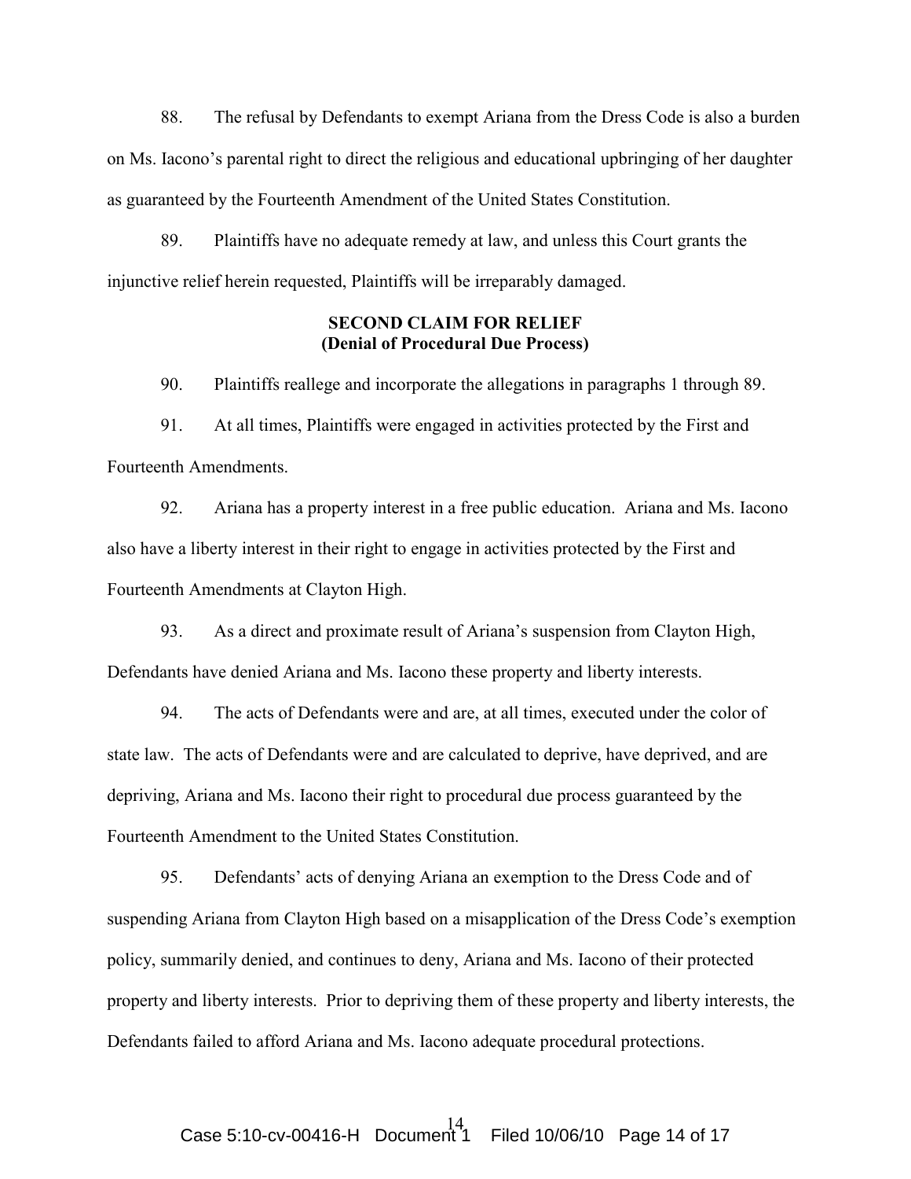88. The refusal by Defendants to exempt Ariana from the Dress Code is also a burden on Ms. Iacono's parental right to direct the religious and educational upbringing of her daughter as guaranteed by the Fourteenth Amendment of the United States Constitution.

89. Plaintiffs have no adequate remedy at law, and unless this Court grants the injunctive relief herein requested, Plaintiffs will be irreparably damaged.

**SECOND CLAIM FOR RELIEF**
**(Denial of Procedural Due Process)**

90. Plaintiffs reallege and incorporate the allegations in paragraphs 1 through 89.

91. At all times, Plaintiffs were engaged in activities protected by the First and Fourteenth Amendments.

92. Ariana has a property interest in a free public education. Ariana and Ms. Iacono also have a liberty interest in their right to engage in activities protected by the First and Fourteenth Amendments at Clayton High.

93. As a direct and proximate result of Ariana's suspension from Clayton High, Defendants have denied Ariana and Ms. Iacono these property and liberty interests.

94. The acts of Defendants were and are, at all times, executed under the color of state law. The acts of Defendants were and are calculated to deprive, have deprived, and are depriving, Ariana and Ms. Iacono their right to procedural due process guaranteed by the Fourteenth Amendment to the United States Constitution.

95. Defendants' acts of denying Ariana an exemption to the Dress Code and of suspending Ariana from Clayton High based on a misapplication of the Dress Code's exemption policy, summarily denied, and continues to deny, Ariana and Ms. Iacono of their protected property and liberty interests. Prior to depriving them of these property and liberty interests, the Defendants failed to afford Ariana and Ms. Iacono adequate procedural protections.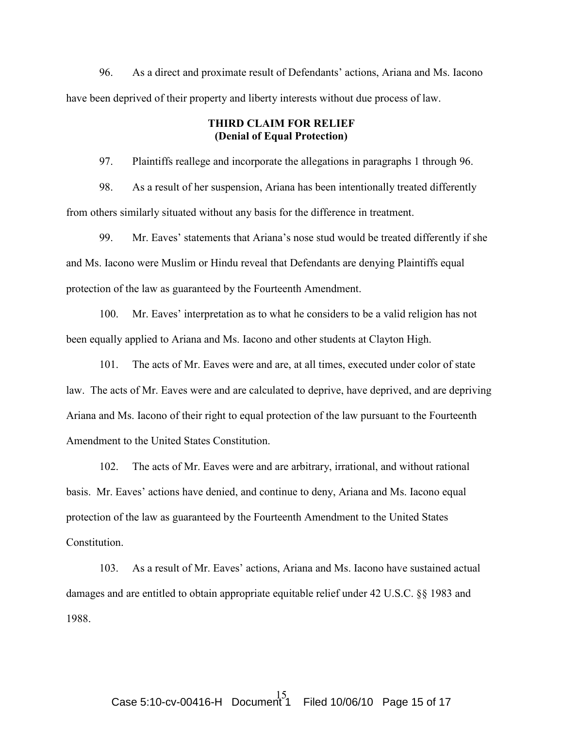96. As a direct and proximate result of Defendants' actions, Ariana and Ms. Iacono have been deprived of their property and liberty interests without due process of law.

**THIRD CLAIM FOR RELIEF**
**(Denial of Equal Protection)**

97. Plaintiffs reallege and incorporate the allegations in paragraphs 1 through 96.

98. As a result of her suspension, Ariana has been intentionally treated differently from others similarly situated without any basis for the difference in treatment.

99. Mr. Eaves' statements that Ariana's nose stud would be treated differently if she and Ms. Iacono were Muslim or Hindu reveal that Defendants are denying Plaintiffs equal protection of the law as guaranteed by the Fourteenth Amendment.

100. Mr. Eaves' interpretation as to what he considers to be a valid religion has not been equally applied to Ariana and Ms. Iacono and other students at Clayton High.

101. The acts of Mr. Eaves were and are, at all times, executed under color of state law. The acts of Mr. Eaves were and are calculated to deprive, have deprived, and are depriving Ariana and Ms. Iacono of their right to equal protection of the law pursuant to the Fourteenth Amendment to the United States Constitution.

102. The acts of Mr. Eaves were and are arbitrary, irrational, and without rational basis. Mr. Eaves' actions have denied, and continue to deny, Ariana and Ms. Iacono equal protection of the law as guaranteed by the Fourteenth Amendment to the United States Constitution.

103. As a result of Mr. Eaves' actions, Ariana and Ms. Iacono have sustained actual damages and are entitled to obtain appropriate equitable relief under 42 U.S.C. §§ 1983 and 1988.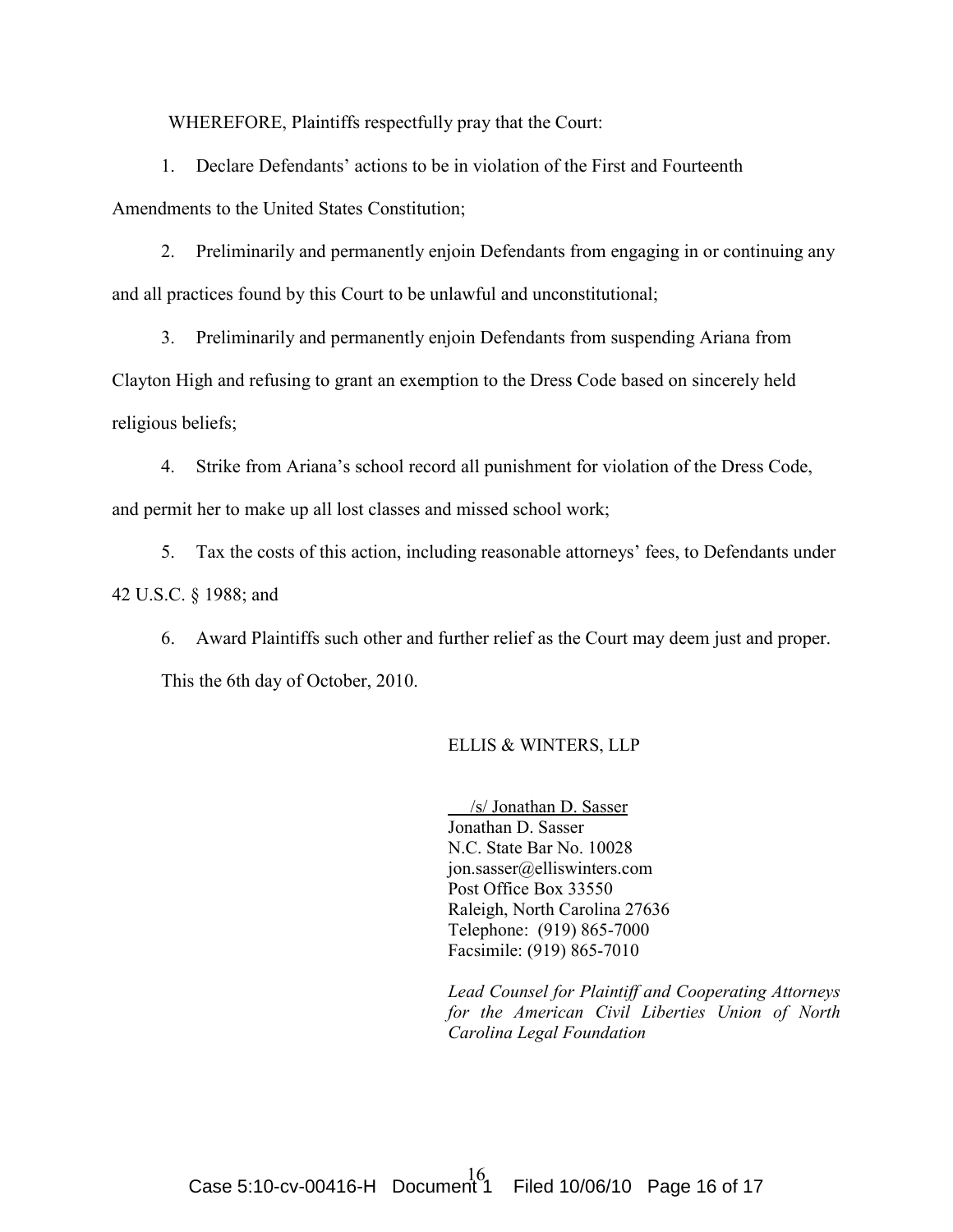WHEREFORE, Plaintiffs respectfully pray that the Court:

1. Declare Defendants' actions to be in violation of the First and Fourteenth Amendments to the United States Constitution;

2. Preliminarily and permanently enjoin Defendants from engaging in or continuing any and all practices found by this Court to be unlawful and unconstitutional;

3. Preliminarily and permanently enjoin Defendants from suspending Ariana from Clayton High and refusing to grant an exemption to the Dress Code based on sincerely held religious beliefs;

4. Strike from Ariana's school record all punishment for violation of the Dress Code, and permit her to make up all lost classes and missed school work;

5. Tax the costs of this action, including reasonable attorneys' fees, to Defendants under 42 U.S.C. § 1988; and

6. Award Plaintiffs such other and further relief as the Court may deem just and proper.

This the 6th day of October, 2010.

ELLIS & WINTERS, LLP

/s/ Jonathan D. Sasser
Jonathan D. Sasser
N.C. State Bar No. 10028
jon.sasser@elliswinters.com
Post Office Box 33550
Raleigh, North Carolina 27636
Telephone: (919) 865-7000
Facsimile: (919) 865-7010

*Lead Counsel for Plaintiff and Cooperating Attorneys for the American Civil Liberties Union of North Carolina Legal Foundation*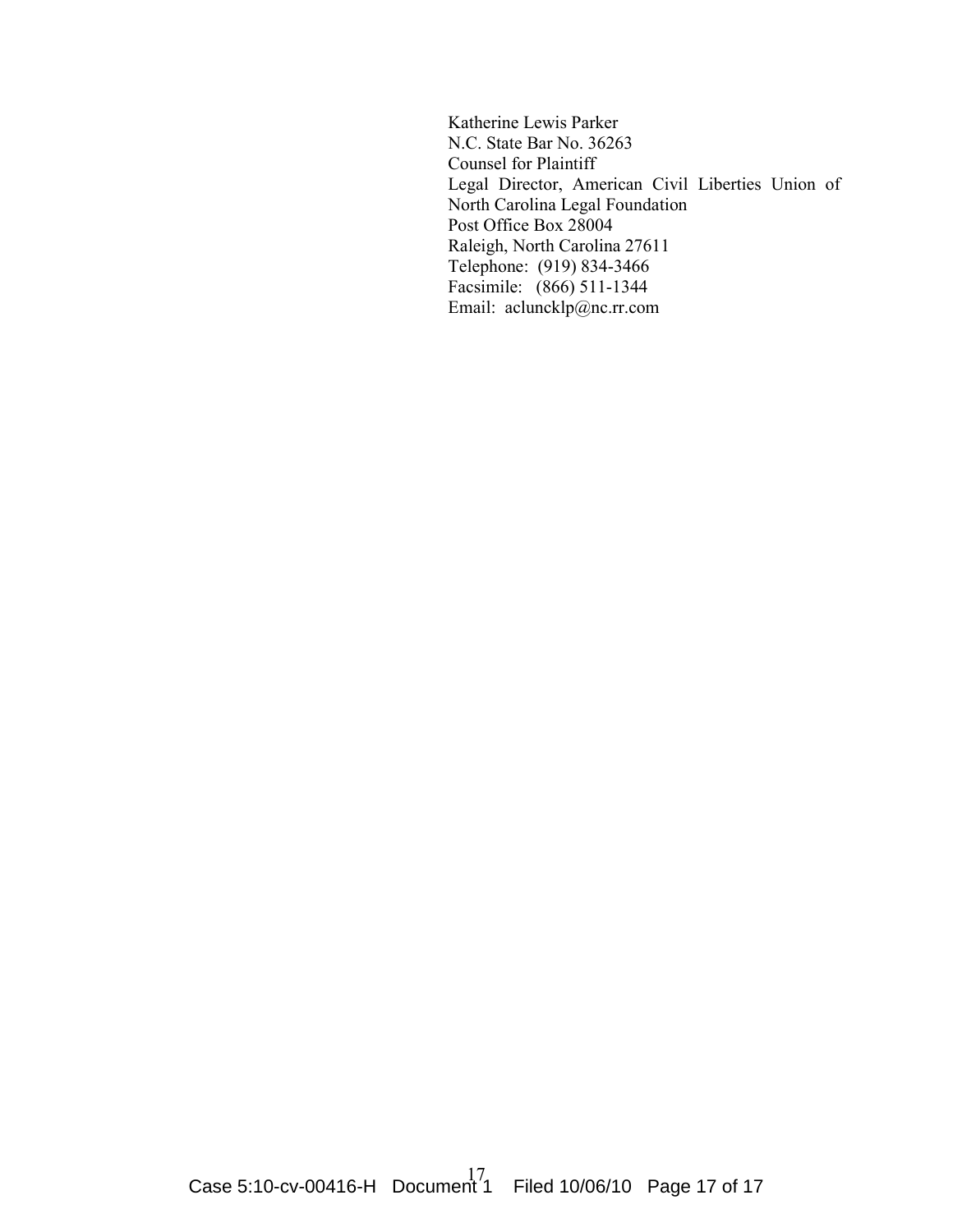Katherine Lewis Parker
N.C. State Bar No. 36263
Counsel for Plaintiff
Legal Director, American Civil Liberties Union of North Carolina Legal Foundation
Post Office Box 28004
Raleigh, North Carolina 27611
Telephone: (919) 834-3466
Facsimile: (866) 511-1344
Email: acluncklp@nc.rr.com